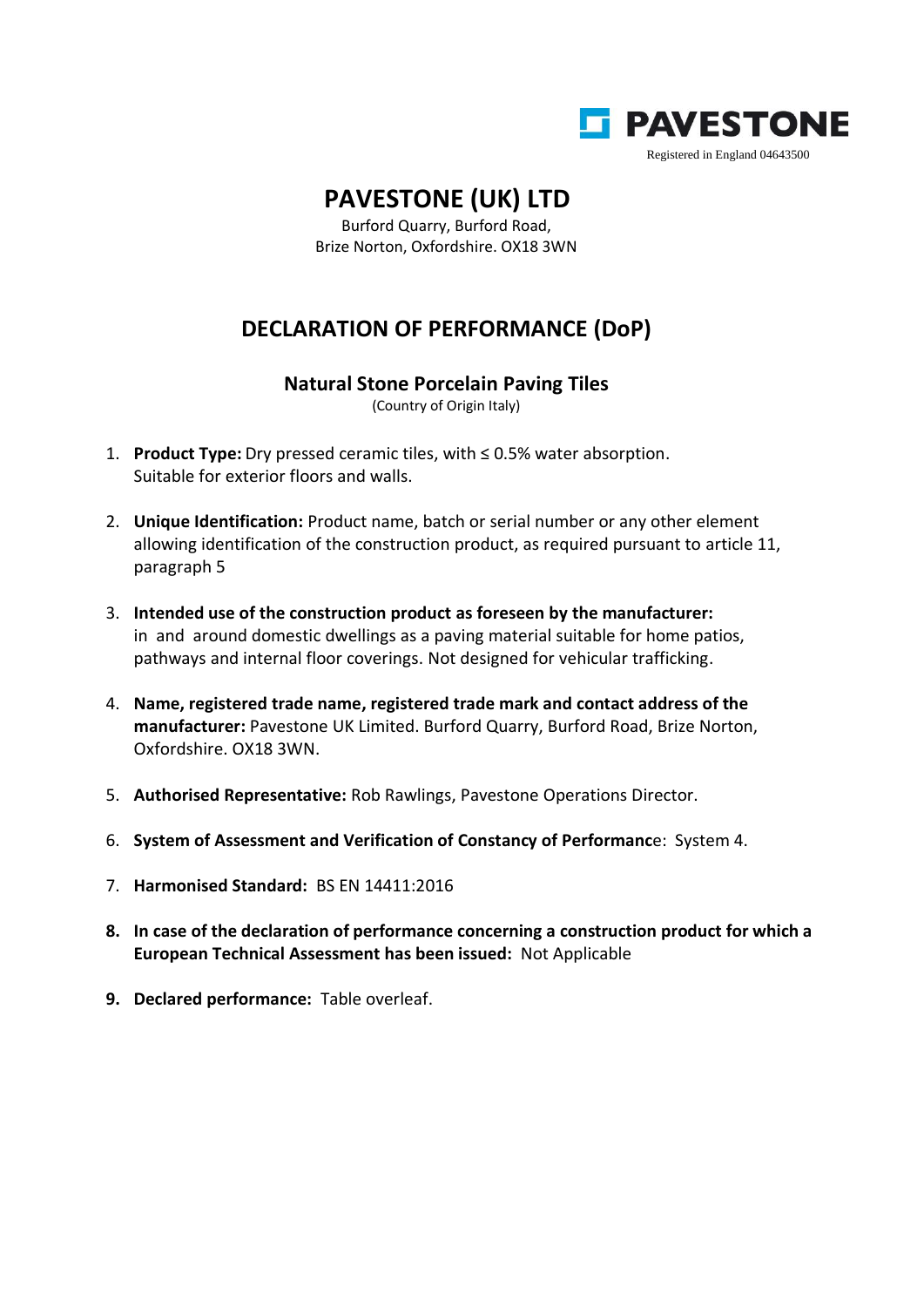PAVESTONE

Registered in England 04643500

# PAVESTONE (UK) LTD

Burford Quarry, Burford Road,
Brize Norton, Oxfordshire. OX18 3WN

## DECLARATION OF PERFORMANCE (DoP)

### Natural Stone Porcelain Paving Tiles

(Country of Origin Italy)

1. **Product Type:** Dry pressed ceramic tiles, with ≤ 0.5% water absorption. Suitable for exterior floors and walls.
2. **Unique Identification:** Product name, batch or serial number or any other element allowing identification of the construction product, as required pursuant to article 11, paragraph 5
3. **Intended use of the construction product as foreseen by the manufacturer:** in and around domestic dwellings as a paving material suitable for home patios, pathways and internal floor coverings. Not designed for vehicular trafficking.
4. **Name, registered trade name, registered trade mark and contact address of the manufacturer:** Pavestone UK Limited. Burford Quarry, Burford Road, Brize Norton, Oxfordshire. OX18 3WN.
5. **Authorised Representative:** Rob Rawlings, Pavestone Operations Director.
6. **System of Assessment and Verification of Constancy of Performance**: System 4.
7. **Harmonised Standard:** BS EN 14411:2016
8. **In case of the declaration of performance concerning a construction product for which a European Technical Assessment has been issued:** Not Applicable
9. **Declared performance:** Table overleaf.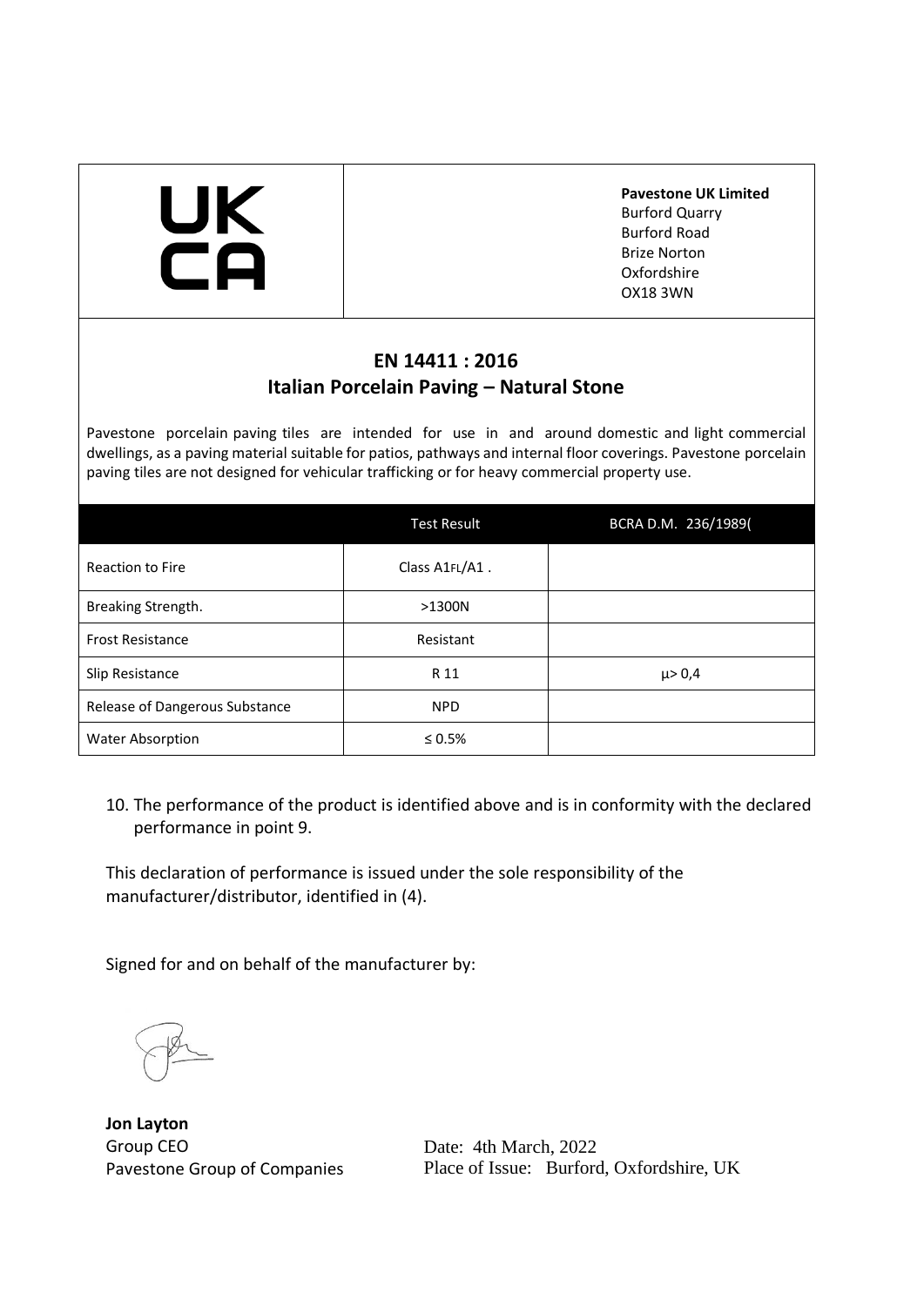UK
CA

**Pavestone UK Limited**
Burford Quarry
Burford Road
Brize Norton
Oxfordshire
OX18 3WN

## EN 14411 : 2016
## Italian Porcelain Paving – Natural Stone

Pavestone porcelain paving tiles are intended for use in and around domestic and light commercial dwellings, as a paving material suitable for patios, pathways and internal floor coverings. Pavestone porcelain paving tiles are not designed for vehicular trafficking or for heavy commercial property use.

| | Test Result | BCRA D.M. 236/1989( |
|---|---|---|
| Reaction to Fire | Class $A1_{FL}$/A1 . | |
| Breaking Strength. | >1300N | |
| Frost Resistance | Resistant | |
| Slip Resistance | R 11 | μ> 0,4 |
| Release of Dangerous Substance | NPD | |
| Water Absorption | ≤ 0.5% | |

10. The performance of the product is identified above and is in conformity with the declared performance in point 9.

This declaration of performance is issued under the sole responsibility of the manufacturer/distributor, identified in (4).

Signed for and on behalf of the manufacturer by:

**Jon Layton**
Group CEO
Pavestone Group of Companies

Date: 4th March, 2022
Place of Issue: Burford, Oxfordshire, UK